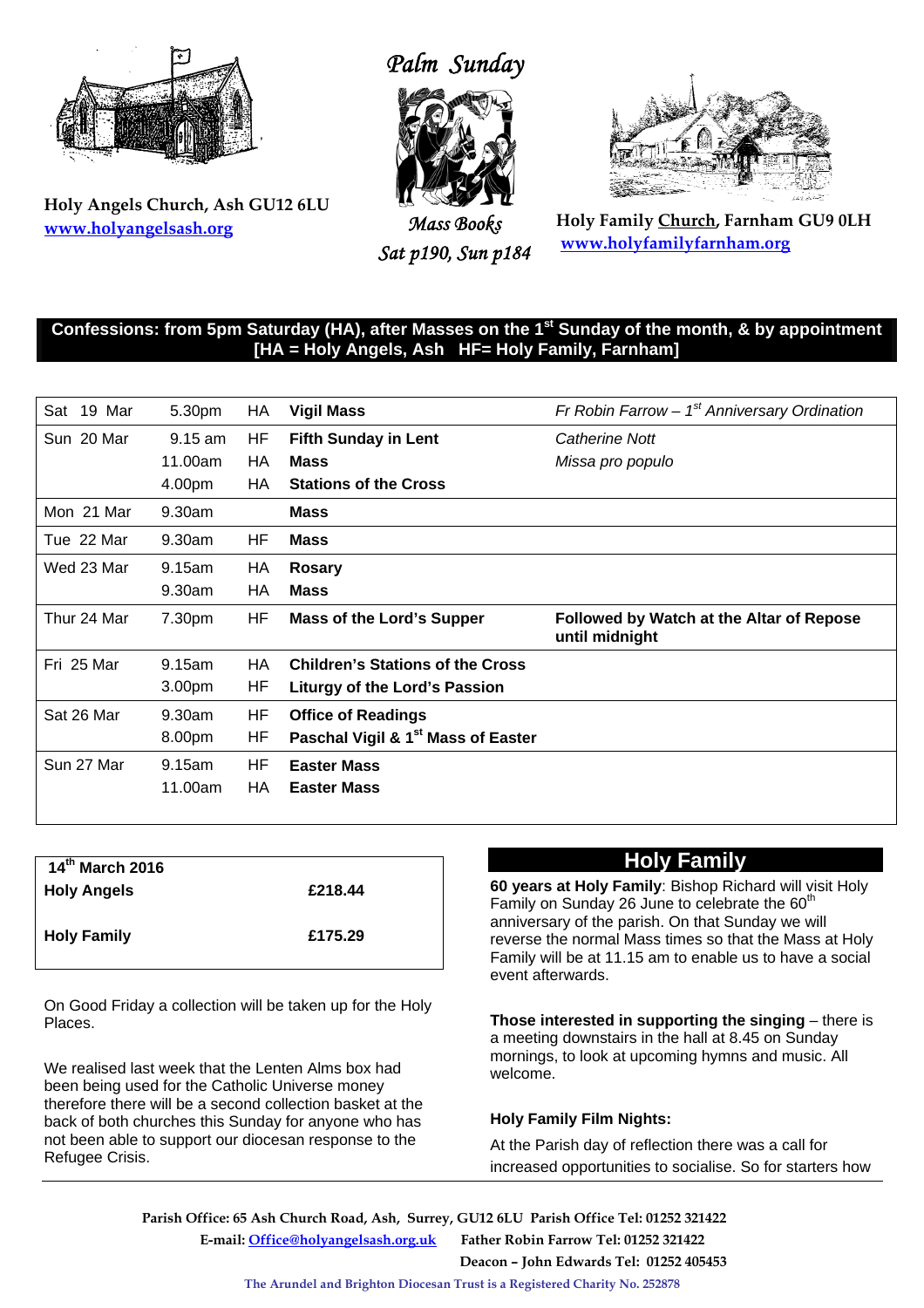# Palm Sunday

*Mass Books*
*Sat p190, Sun p184*

**Holy Angels Church, Ash GU12 6LU**
[www.holyangelsash.org](www.holyangelsash.org)

**Holy Family Church, Farnham GU9 0LH**
[www.holyfamilyfarnham.org](www.holyfamilyfarnham.org)

**Confessions: from 5pm Saturday (HA), after Masses on the 1st Sunday of the month, & by appointment**
**[HA = Holy Angels, Ash HF= Holy Family, Farnham]**

| | | | | |
|---|---|---|---|---|
| Sat 19 Mar | 5.30pm | HA | **Vigil Mass** | *Fr Robin Farrow – 1st Anniversary Ordination* |
| Sun 20 Mar | 9.15 am | HF | **Fifth Sunday in Lent** | *Catherine Nott* |
| | 11.00am | HA | **Mass** | *Missa pro populo* |
| | 4.00pm | HA | **Stations of the Cross** | |
| Mon 21 Mar | 9.30am | | **Mass** | |
| Tue 22 Mar | 9.30am | HF | **Mass** | |
| Wed 23 Mar | 9.15am | HA | **Rosary** | |
| | 9.30am | HA | **Mass** | |
| Thur 24 Mar | 7.30pm | HF | **Mass of the Lord's Supper** | **Followed by Watch at the Altar of Repose until midnight** |
| Fri 25 Mar | 9.15am | HA | **Children's Stations of the Cross** | |
| | 3.00pm | HF | **Liturgy of the Lord's Passion** | |
| Sat 26 Mar | 9.30am | HF | **Office of Readings** | |
| | 8.00pm | HF | **Paschal Vigil & 1st Mass of Easter** | |
| Sun 27 Mar | 9.15am | HF | **Easter Mass** | |
| | 11.00am | HA | **Easter Mass** | |

| 14th March 2016 | |
|---|---|
| **Holy Angels** | **£218.44** |
| **Holy Family** | **£175.29** |

On Good Friday a collection will be taken up for the Holy Places.

We realised last week that the Lenten Alms box had been being used for the Catholic Universe money therefore there will be a second collection basket at the back of both churches this Sunday for anyone who has not been able to support our diocesan response to the Refugee Crisis.

## Holy Family

**60 years at Holy Family**: Bishop Richard will visit Holy Family on Sunday 26 June to celebrate the 60th anniversary of the parish. On that Sunday we will reverse the normal Mass times so that the Mass at Holy Family will be at 11.15 am to enable us to have a social event afterwards.

**Those interested in supporting the singing** – there is a meeting downstairs in the hall at 8.45 on Sunday mornings, to look at upcoming hymns and music. All welcome.

**Holy Family Film Nights:**

At the Parish day of reflection there was a call for increased opportunities to socialise. So for starters how

**Parish Office: 65 Ash Church Road, Ash, Surrey, GU12 6LU Parish Office Tel: 01252 321422**
**E-mail: [Office@holyangelsash.org.uk](mailto:Office@holyangelsash.org.uk) Father Robin Farrow Tel: 01252 321422**
**Deacon – John Edwards Tel: 01252 405453**

**The Arundel and Brighton Diocesan Trust is a Registered Charity No. 252878**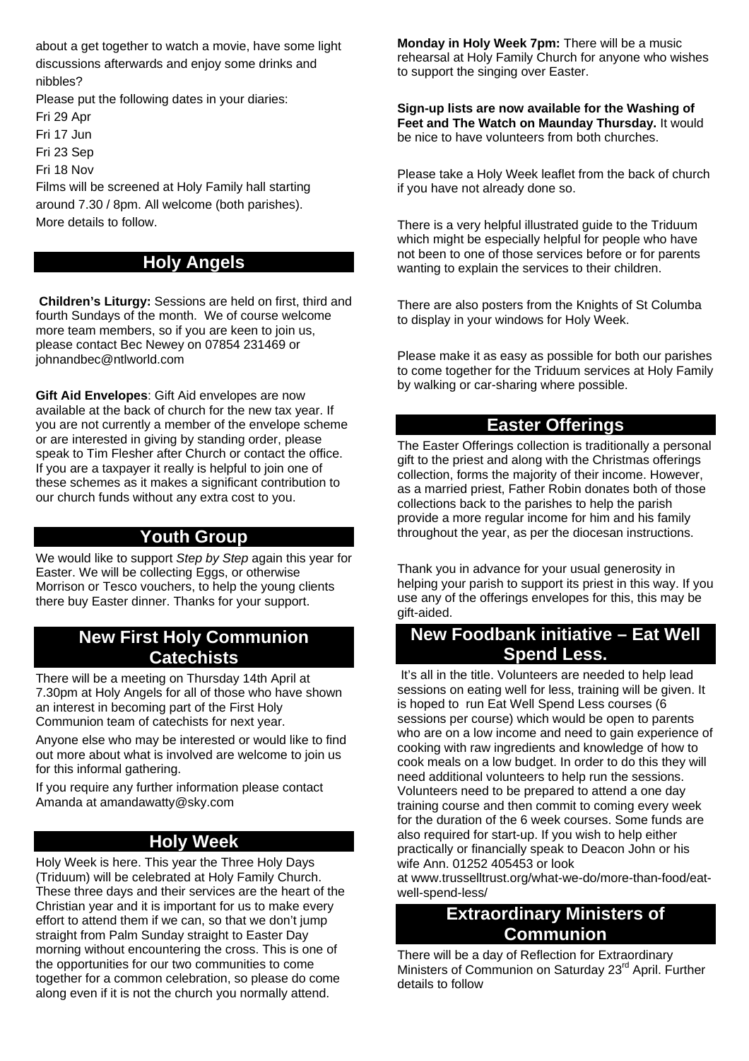about a get together to watch a movie, have some light discussions afterwards and enjoy some drinks and nibbles?

Please put the following dates in your diaries:

Fri 29 Apr

Fri 17 Jun

Fri 23 Sep

Fri 18 Nov

Films will be screened at Holy Family hall starting around 7.30 / 8pm. All welcome (both parishes). More details to follow.

## Holy Angels

**Children's Liturgy:** Sessions are held on first, third and fourth Sundays of the month. We of course welcome more team members, so if you are keen to join us, please contact Bec Newey on 07854 231469 or johnandbec@ntlworld.com

**Gift Aid Envelopes**: Gift Aid envelopes are now available at the back of church for the new tax year. If you are not currently a member of the envelope scheme or are interested in giving by standing order, please speak to Tim Flesher after Church or contact the office. If you are a taxpayer it really is helpful to join one of these schemes as it makes a significant contribution to our church funds without any extra cost to you.

## Youth Group

We would like to support *Step by Step* again this year for Easter. We will be collecting Eggs, or otherwise Morrison or Tesco vouchers, to help the young clients there buy Easter dinner. Thanks for your support.

## New First Holy Communion Catechists

There will be a meeting on Thursday 14th April at 7.30pm at Holy Angels for all of those who have shown an interest in becoming part of the First Holy Communion team of catechists for next year.

Anyone else who may be interested or would like to find out more about what is involved are welcome to join us for this informal gathering.

If you require any further information please contact Amanda at amandawatty@sky.com

## Holy Week

Holy Week is here. This year the Three Holy Days (Triduum) will be celebrated at Holy Family Church. These three days and their services are the heart of the Christian year and it is important for us to make every effort to attend them if we can, so that we don't jump straight from Palm Sunday straight to Easter Day morning without encountering the cross. This is one of the opportunities for our two communities to come together for a common celebration, so please do come along even if it is not the church you normally attend.

**Monday in Holy Week 7pm:** There will be a music rehearsal at Holy Family Church for anyone who wishes to support the singing over Easter.

**Sign-up lists are now available for the Washing of Feet and The Watch on Maunday Thursday.** It would be nice to have volunteers from both churches.

Please take a Holy Week leaflet from the back of church if you have not already done so.

There is a very helpful illustrated guide to the Triduum which might be especially helpful for people who have not been to one of those services before or for parents wanting to explain the services to their children.

There are also posters from the Knights of St Columba to display in your windows for Holy Week.

Please make it as easy as possible for both our parishes to come together for the Triduum services at Holy Family by walking or car-sharing where possible.

## Easter Offerings

The Easter Offerings collection is traditionally a personal gift to the priest and along with the Christmas offerings collection, forms the majority of their income. However, as a married priest, Father Robin donates both of those collections back to the parishes to help the parish provide a more regular income for him and his family throughout the year, as per the diocesan instructions.

Thank you in advance for your usual generosity in helping your parish to support its priest in this way. If you use any of the offerings envelopes for this, this may be gift-aided.

## New Foodbank initiative – Eat Well Spend Less.

It's all in the title. Volunteers are needed to help lead sessions on eating well for less, training will be given. It is hoped to run Eat Well Spend Less courses (6 sessions per course) which would be open to parents who are on a low income and need to gain experience of cooking with raw ingredients and knowledge of how to cook meals on a low budget. In order to do this they will need additional volunteers to help run the sessions. Volunteers need to be prepared to attend a one day training course and then commit to coming every week for the duration of the 6 week courses. Some funds are also required for start-up. If you wish to help either practically or financially speak to Deacon John or his wife Ann. 01252 405453 or look at www.trusselltrust.org/what-we-do/more-than-food/eat-well-spend-less/

## Extraordinary Ministers of Communion

There will be a day of Reflection for Extraordinary Ministers of Communion on Saturday 23rd April. Further details to follow